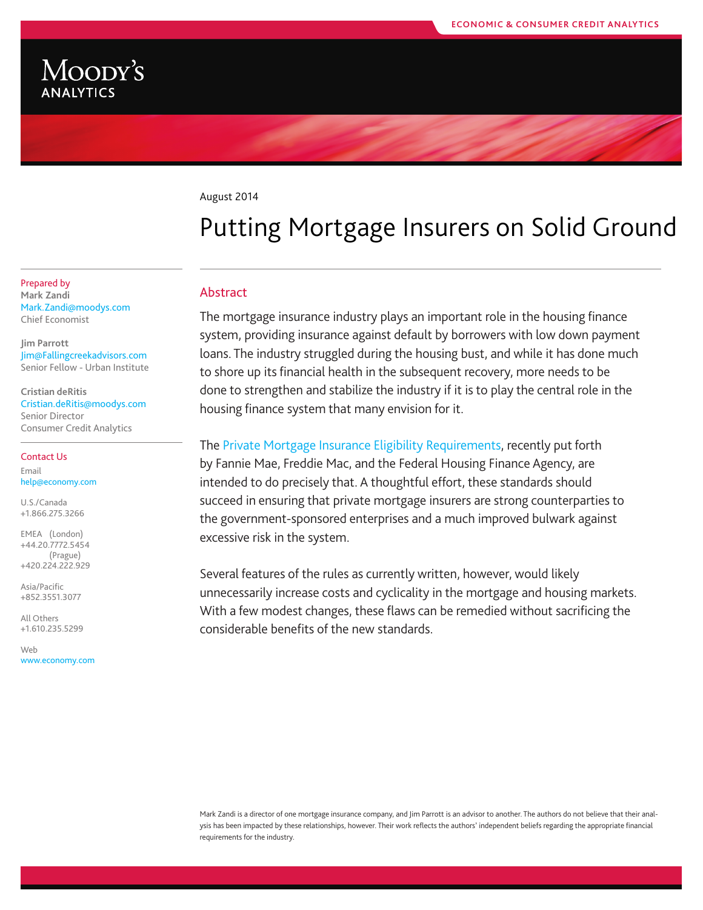ECONOMIC & CONSUMER CREDIT ANALYTICS

Moody's ANALYTICS

August 2014

# Putting Mortgage Insurers on Solid Ground

Prepared by
**Mark Zandi**
Mark.Zandi@moodys.com
Chief Economist

**Jim Parrott**
Jim@Fallingcreekadvisors.com
Senior Fellow - Urban Institute

**Cristian deRitis**
Cristian.deRitis@moodys.com
Senior Director
Consumer Credit Analytics

Contact Us

Email
help@economy.com

U.S./Canada
+1.866.275.3266

EMEA (London)
+44.20.7772.5454
(Prague)
+420.224.222.929

Asia/Pacific
+852.3551.3077

All Others
+1.610.235.5299

Web
www.economy.com

## Abstract

The mortgage insurance industry plays an important role in the housing finance system, providing insurance against default by borrowers with low down payment loans. The industry struggled during the housing bust, and while it has done much to shore up its financial health in the subsequent recovery, more needs to be done to strengthen and stabilize the industry if it is to play the central role in the housing finance system that many envision for it.

The Private Mortgage Insurance Eligibility Requirements, recently put forth by Fannie Mae, Freddie Mac, and the Federal Housing Finance Agency, are intended to do precisely that. A thoughtful effort, these standards should succeed in ensuring that private mortgage insurers are strong counterparties to the government-sponsored enterprises and a much improved bulwark against excessive risk in the system.

Several features of the rules as currently written, however, would likely unnecessarily increase costs and cyclicality in the mortgage and housing markets. With a few modest changes, these flaws can be remedied without sacrificing the considerable benefits of the new standards.

Mark Zandi is a director of one mortgage insurance company, and Jim Parrott is an advisor to another. The authors do not believe that their analysis has been impacted by these relationships, however. Their work reflects the authors' independent beliefs regarding the appropriate financial requirements for the industry.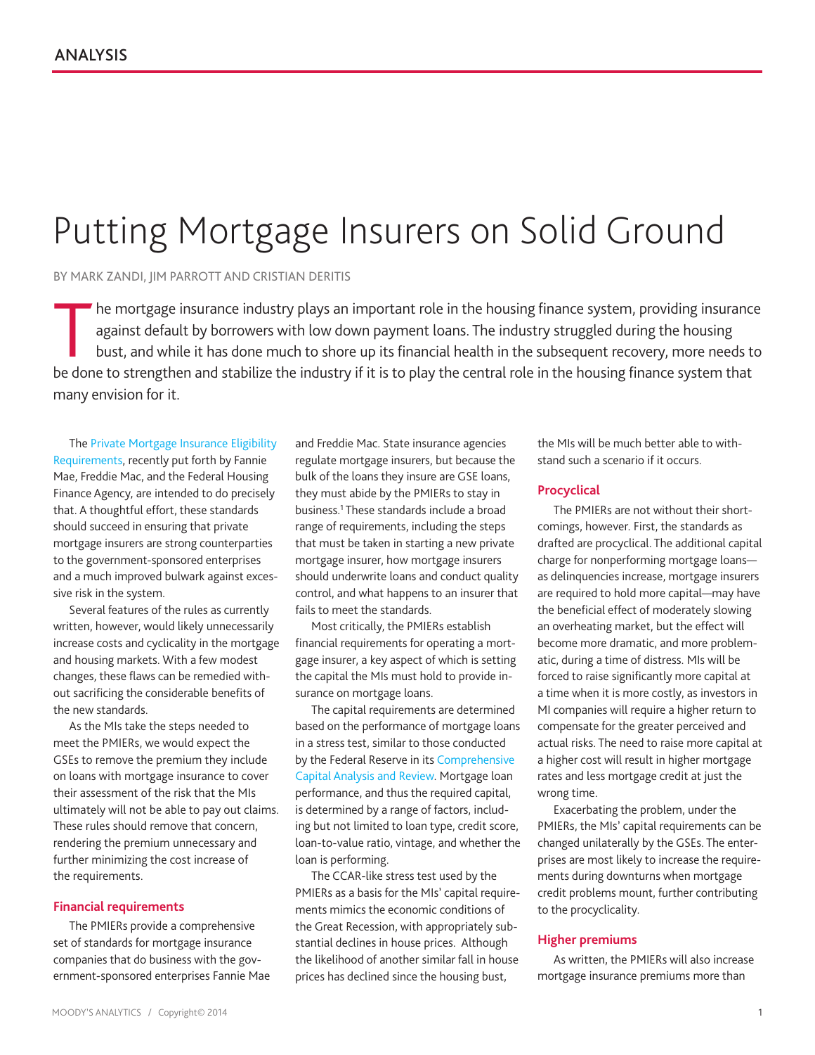ANALYSIS

# Putting Mortgage Insurers on Solid Ground

BY MARK ZANDI, JIM PARROTT AND CRISTIAN DERITIS

The mortgage insurance industry plays an important role in the housing finance system, providing insurance against default by borrowers with low down payment loans. The industry struggled during the housing bust, and while it has done much to shore up its financial health in the subsequent recovery, more needs to be done to strengthen and stabilize the industry if it is to play the central role in the housing finance system that many envision for it.

The Private Mortgage Insurance Eligibility Requirements, recently put forth by Fannie Mae, Freddie Mac, and the Federal Housing Finance Agency, are intended to do precisely that. A thoughtful effort, these standards should succeed in ensuring that private mortgage insurers are strong counterparties to the government-sponsored enterprises and a much improved bulwark against excessive risk in the system.

Several features of the rules as currently written, however, would likely unnecessarily increase costs and cyclicality in the mortgage and housing markets. With a few modest changes, these flaws can be remedied without sacrificing the considerable benefits of the new standards.

As the MIs take the steps needed to meet the PMIERs, we would expect the GSEs to remove the premium they include on loans with mortgage insurance to cover their assessment of the risk that the MIs ultimately will not be able to pay out claims. These rules should remove that concern, rendering the premium unnecessary and further minimizing the cost increase of the requirements.

## Financial requirements

The PMIERs provide a comprehensive set of standards for mortgage insurance companies that do business with the government-sponsored enterprises Fannie Mae and Freddie Mac. State insurance agencies regulate mortgage insurers, but because the bulk of the loans they insure are GSE loans, they must abide by the PMIERs to stay in business.[1] These standards include a broad range of requirements, including the steps that must be taken in starting a new private mortgage insurer, how mortgage insurers should underwrite loans and conduct quality control, and what happens to an insurer that fails to meet the standards.

Most critically, the PMIERs establish financial requirements for operating a mortgage insurer, a key aspect of which is setting the capital the MIs must hold to provide insurance on mortgage loans.

The capital requirements are determined based on the performance of mortgage loans in a stress test, similar to those conducted by the Federal Reserve in its Comprehensive Capital Analysis and Review. Mortgage loan performance, and thus the required capital, is determined by a range of factors, including but not limited to loan type, credit score, loan-to-value ratio, vintage, and whether the loan is performing.

The CCAR-like stress test used by the PMIERs as a basis for the MIs' capital requirements mimics the economic conditions of the Great Recession, with appropriately substantial declines in house prices. Although the likelihood of another similar fall in house prices has declined since the housing bust, the MIs will be much better able to withstand such a scenario if it occurs.

## Procyclical

The PMIERs are not without their shortcomings, however. First, the standards as drafted are procyclical. The additional capital charge for nonperforming mortgage loans—as delinquencies increase, mortgage insurers are required to hold more capital—may have the beneficial effect of moderately slowing an overheating market, but the effect will become more dramatic, and more problematic, during a time of distress. MIs will be forced to raise significantly more capital at a time when it is more costly, as investors in MI companies will require a higher return to compensate for the greater perceived and actual risks. The need to raise more capital at a higher cost will result in higher mortgage rates and less mortgage credit at just the wrong time.

Exacerbating the problem, under the PMIERs, the MIs' capital requirements can be changed unilaterally by the GSEs. The enterprises are most likely to increase the requirements during downturns when mortgage credit problems mount, further contributing to the procyclicality.

## Higher premiums

As written, the PMIERs will also increase mortgage insurance premiums more than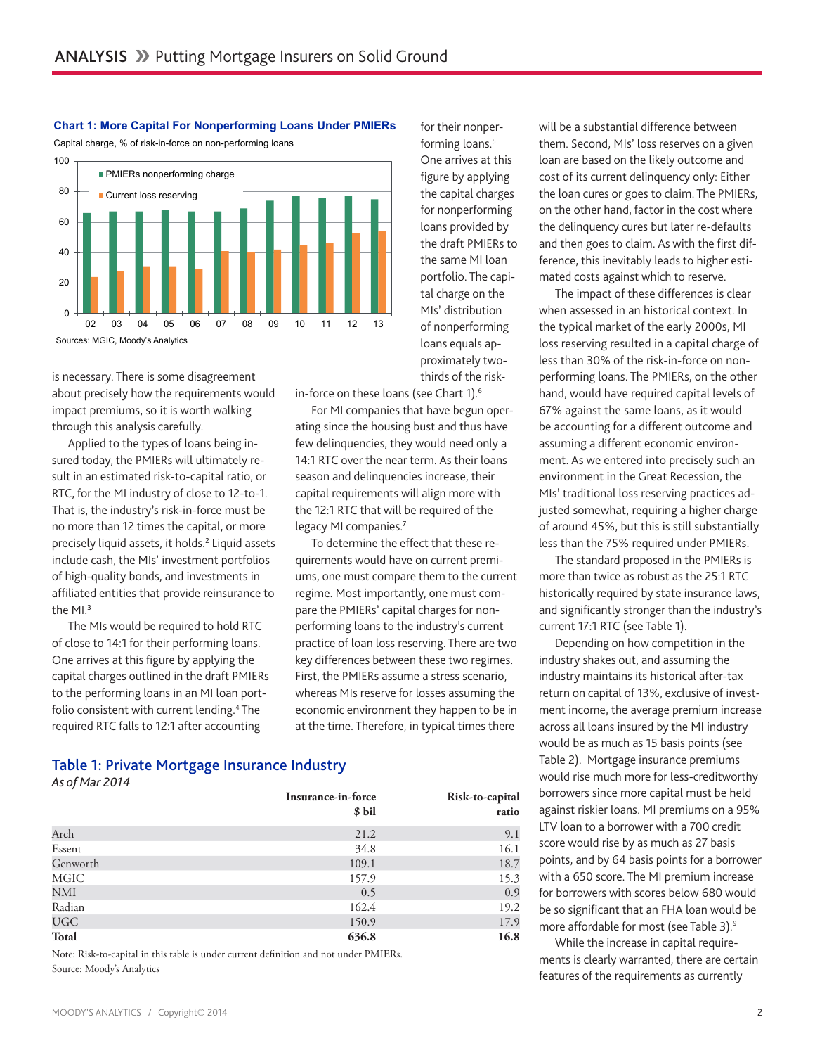**Chart 1: More Capital For Nonperforming Loans Under PMIERs**

Capital charge, % of risk-in-force on non-performing loans

100
80
60
40
20
0

PMIERs nonperforming charge
Current loss reserving

02 03 04 05 06 07 08 09 10 11 12 13

Sources: MGIC, Moody's Analytics

is necessary. There is some disagreement about precisely how the requirements would impact premiums, so it is worth walking through this analysis carefully.

Applied to the types of loans being insured today, the PMIERs will ultimately result in an estimated risk-to-capital ratio, or RTC, for the MI industry of close to 12-to-1. That is, the industry's risk-in-force must be no more than 12 times the capital, or more precisely liquid assets, it holds.[2] Liquid assets include cash, the MIs' investment portfolios of high-quality bonds, and investments in affiliated entities that provide reinsurance to the MI.[3]

The MIs would be required to hold RTC of close to 14:1 for their performing loans. One arrives at this figure by applying the capital charges outlined in the draft PMIERs to the performing loans in an MI loan portfolio consistent with current lending.[4] The required RTC falls to 12:1 after accounting for their nonperforming loans.[5] One arrives at this figure by applying the capital charges for nonperforming loans provided by the draft PMIERs to the same MI loan portfolio. The capital charge on the MIs' distribution of nonperforming loans equals approximately two-thirds of the risk-in-force on these loans (see Chart 1).[6]

For MI companies that have begun operating since the housing bust and thus have few delinquencies, they would need only a 14:1 RTC over the near term. As their loans season and delinquencies increase, their capital requirements will align more with the 12:1 RTC that will be required of the legacy MI companies.[7]

To determine the effect that these requirements would have on current premiums, one must compare them to the current regime. Most importantly, one must compare the PMIERs' capital charges for nonperforming loans to the industry's current practice of loan loss reserving. There are two key differences between these two regimes. First, the PMIERs assume a stress scenario, whereas MIs reserve for losses assuming the economic environment they happen to be in at the time. Therefore, in typical times there will be a substantial difference between them. Second, MIs' loss reserves on a given loan are based on the likely outcome and cost of its current delinquency only: Either the loan cures or goes to claim. The PMIERs, on the other hand, factor in the cost where the delinquency cures but later re-defaults and then goes to claim. As with the first difference, this inevitably leads to higher estimated costs against which to reserve.

The impact of these differences is clear when assessed in an historical context. In the typical market of the early 2000s, MI loss reserving resulted in a capital charge of less than 30% of the risk-in-force on nonperforming loans. The PMIERs, on the other hand, would have required capital levels of 67% against the same loans, as it would be accounting for a different outcome and assuming a different economic environment. As we entered into precisely such an environment in the Great Recession, the MIs' traditional loss reserving practices adjusted somewhat, requiring a higher charge of around 45%, but this is still substantially less than the 75% required under PMIERs.

The standard proposed in the PMIERs is more than twice as robust as the 25:1 RTC historically required by state insurance laws, and significantly stronger than the industry's current 17:1 RTC (see Table 1).

Depending on how competition in the industry shakes out, and assuming the industry maintains its historical after-tax return on capital of 13%, exclusive of investment income, the average premium increase across all loans insured by the MI industry would be as much as 15 basis points (see Table 2). Mortgage insurance premiums would rise much more for less-creditworthy borrowers since more capital must be held against riskier loans. MI premiums on a 95% LTV loan to a borrower with a 700 credit score would rise by as much as 27 basis points, and by 64 basis points for a borrower with a 650 score. The MI premium increase for borrowers with scores below 680 would be so significant that an FHA loan would be more affordable for most (see Table 3).[9]

While the increase in capital requirements is clearly warranted, there are certain features of the requirements as currently

## Table 1: Private Mortgage Insurance Industry

*As of Mar 2014*

| | Insurance-in-force $ bil | Risk-to-capital ratio |
|---|---|---|
| Arch | 21.2 | 9.1 |
| Essent | 34.8 | 16.1 |
| Genworth | 109.1 | 18.7 |
| MGIC | 157.9 | 15.3 |
| NMI | 0.5 | 0.9 |
| Radian | 162.4 | 19.2 |
| UGC | 150.9 | 17.9 |
| **Total** | **636.8** | **16.8** |

Note: Risk-to-capital in this table is under current definition and not under PMIERs.
Source: Moody's Analytics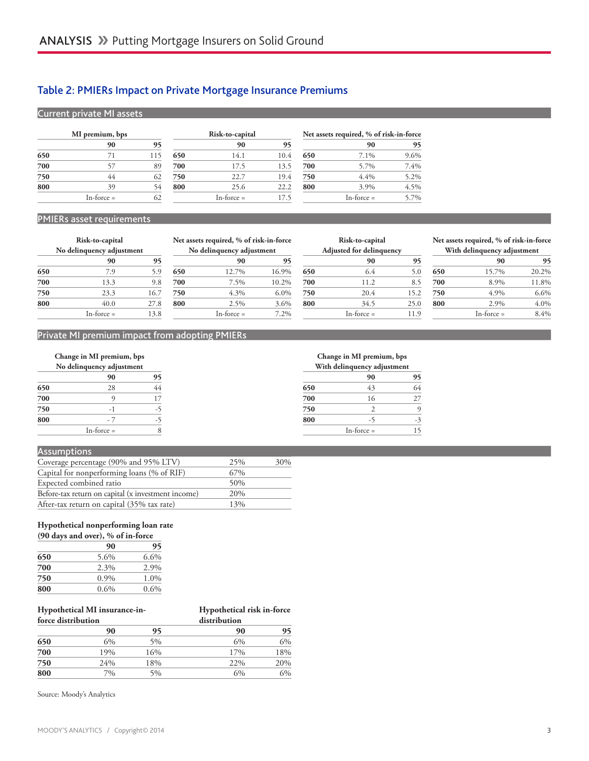## Table 2: PMIERs Impact on Private Mortgage Insurance Premiums

### Current private MI assets

| MI premium, bps | 90 | 95 |
|---|---|---|
| 650 | 71 | 115 |
| 700 | 57 | 89 |
| 750 | 44 | 62 |
| 800 | 39 | 54 |
| | In-force = | 62 |

| Risk-to-capital | 90 | 95 |
|---|---|---|
| 650 | 14.1 | 10.4 |
| 700 | 17.5 | 13.5 |
| 750 | 22.7 | 19.4 |
| 800 | 25.6 | 22.2 |
| | In-force = | 17.5 |

| Net assets required, % of risk-in-force | 90 | 95 |
|---|---|---|
| 650 | 7.1% | 9.6% |
| 700 | 5.7% | 7.4% |
| 750 | 4.4% | 5.2% |
| 800 | 3.9% | 4.5% |
| | In-force = | 5.7% |

### PMIERs asset requirements

| Risk-to-capital, No delinquency adjustment | 90 | 95 |
|---|---|---|
| 650 | 7.9 | 5.9 |
| 700 | 13.3 | 9.8 |
| 750 | 23.3 | 16.7 |
| 800 | 40.0 | 27.8 |
| | In-force = | 13.8 |

| Net assets required, % of risk-in-force, No delinquency adjustment | 90 | 95 |
|---|---|---|
| 650 | 12.7% | 16.9% |
| 700 | 7.5% | 10.2% |
| 750 | 4.3% | 6.0% |
| 800 | 2.5% | 3.6% |
| | In-force = | 7.2% |

| Risk-to-capital, Adjusted for delinquency | 90 | 95 |
|---|---|---|
| 650 | 6.4 | 5.0 |
| 700 | 11.2 | 8.5 |
| 750 | 20.4 | 15.2 |
| 800 | 34.5 | 25.0 |
| | In-force = | 11.9 |

| Net assets required, % of risk-in-force, With delinquency adjustment | 90 | 95 |
|---|---|---|
| 650 | 15.7% | 20.2% |
| 700 | 8.9% | 11.8% |
| 750 | 4.9% | 6.6% |
| 800 | 2.9% | 4.0% |
| | In-force = | 8.4% |

### Private MI premium impact from adopting PMIERs

| Change in MI premium, bps, No delinquency adjustment | 90 | 95 |
|---|---|---|
| 650 | 28 | 44 |
| 700 | 9 | 17 |
| 750 | -1 | -5 |
| 800 | - 7 | -5 |
| | In-force = | 8 |

| Change in MI premium, bps, With delinquency adjustment | 90 | 95 |
|---|---|---|
| 650 | 43 | 64 |
| 700 | 16 | 27 |
| 750 | 2 | 9 |
| 800 | -5 | -3 |
| | In-force = | 15 |

### Assumptions

| | | |
|---|---|---|
| Coverage percentage (90% and 95% LTV) | 25% | 30% |
| Capital for nonperforming loans (% of RIF) | 67% | |
| Expected combined ratio | 50% | |
| Before-tax return on capital (x investment income) | 20% | |
| After-tax return on capital (35% tax rate) | 13% | |

**Hypothetical nonperforming loan rate (90 days and over), % of in-force**

| | 90 | 95 |
|---|---|---|
| 650 | 5.6% | 6.6% |
| 700 | 2.3% | 2.9% |
| 750 | 0.9% | 1.0% |
| 800 | 0.6% | 0.6% |

**Hypothetical MI insurance-in-force distribution**

| | 90 | 95 |
|---|---|---|
| 650 | 6% | 5% |
| 700 | 19% | 16% |
| 750 | 24% | 18% |
| 800 | 7% | 5% |

**Hypothetical risk in-force distribution**

| | 90 | 95 |
|---|---|---|
| 650 | 6% | 6% |
| 700 | 17% | 18% |
| 750 | 22% | 20% |
| 800 | 6% | 6% |

Source: Moody's Analytics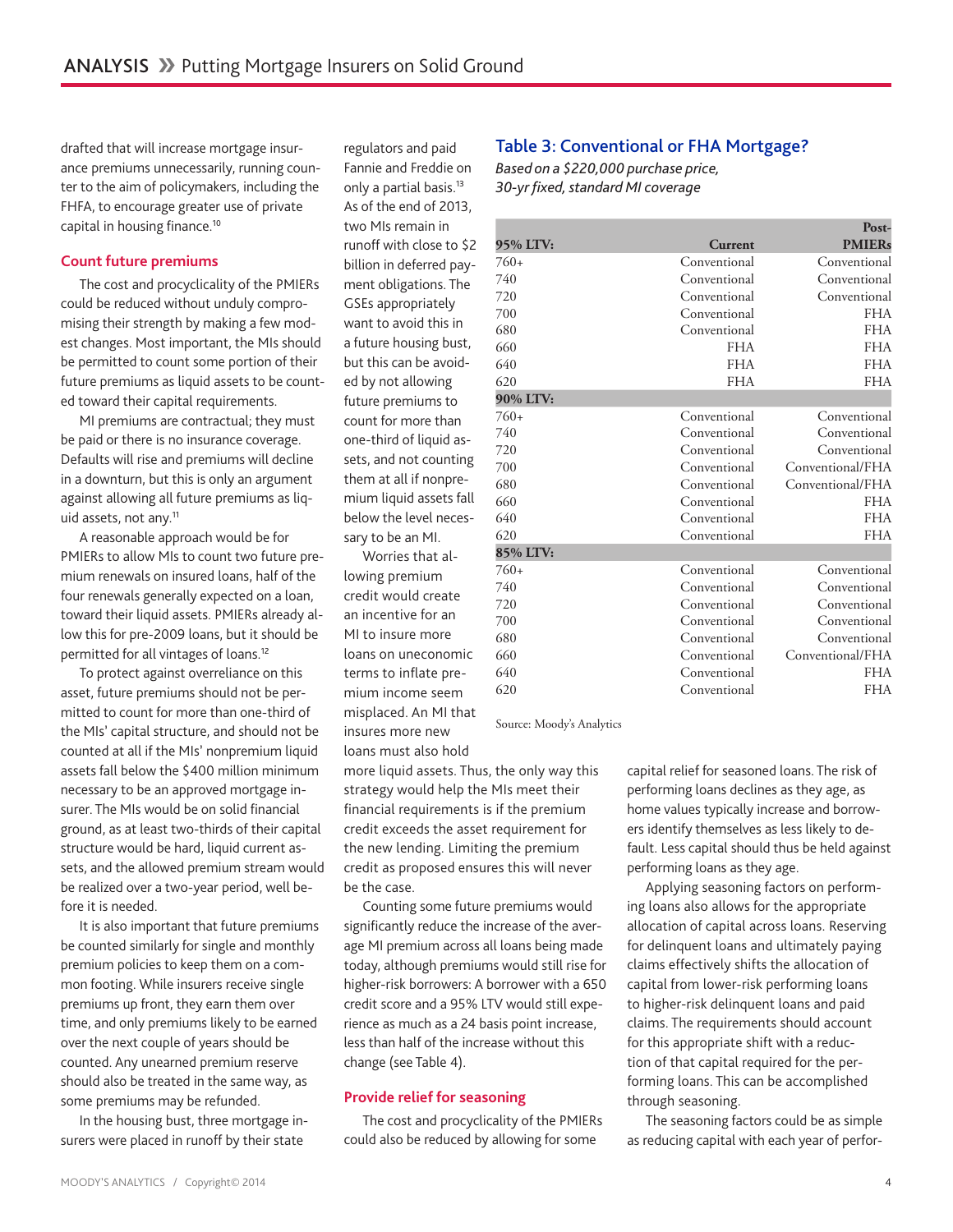drafted that will increase mortgage insurance premiums unnecessarily, running counter to the aim of policymakers, including the FHFA, to encourage greater use of private capital in housing finance.[10]

### Count future premiums

The cost and procyclicality of the PMIERs could be reduced without unduly compromising their strength by making a few modest changes. Most important, the MIs should be permitted to count some portion of their future premiums as liquid assets to be counted toward their capital requirements.

MI premiums are contractual; they must be paid or there is no insurance coverage. Defaults will rise and premiums will decline in a downturn, but this is only an argument against allowing all future premiums as liquid assets, not any.[11]

A reasonable approach would be for PMIERs to allow MIs to count two future premium renewals on insured loans, half of the four renewals generally expected on a loan, toward their liquid assets. PMIERs already allow this for pre-2009 loans, but it should be permitted for all vintages of loans.[12]

To protect against overreliance on this asset, future premiums should not be permitted to count for more than one-third of the MIs' capital structure, and should not be counted at all if the MIs' nonpremium liquid assets fall below the $400 million minimum necessary to be an approved mortgage insurer. The MIs would be on solid financial ground, as at least two-thirds of their capital structure would be hard, liquid current assets, and the allowed premium stream would be realized over a two-year period, well before it is needed.

It is also important that future premiums be counted similarly for single and monthly premium policies to keep them on a common footing. While insurers receive single premiums up front, they earn them over time, and only premiums likely to be earned over the next couple of years should be counted. Any unearned premium reserve should also be treated in the same way, as some premiums may be refunded.

In the housing bust, three mortgage insurers were placed in runoff by their state regulators and paid Fannie and Freddie on only a partial basis.[13] As of the end of 2013, two MIs remain in runoff with close to $2 billion in deferred payment obligations. The GSEs appropriately want to avoid this in a future housing bust, but this can be avoided by not allowing future premiums to count for more than one-third of liquid assets, and not counting them at all if nonpremium liquid assets fall below the level necessary to be an MI.

Worries that allowing premium credit would create an incentive for an MI to insure more loans on uneconomic terms to inflate premium income seem misplaced. An MI that insures more new loans must also hold more liquid assets. Thus, the only way this strategy would help the MIs meet their financial requirements is if the premium credit exceeds the asset requirement for the new lending. Limiting the premium credit as proposed ensures this will never be the case.

Counting some future premiums would significantly reduce the increase of the average MI premium across all loans being made today, although premiums would still rise for higher-risk borrowers: A borrower with a 650 credit score and a 95% LTV would still experience as much as a 24 basis point increase, less than half of the increase without this change (see Table 4).

### Provide relief for seasoning

The cost and procyclicality of the PMIERs could also be reduced by allowing for some capital relief for seasoned loans. The risk of performing loans declines as they age, as home values typically increase and borrowers identify themselves as less likely to default. Less capital should thus be held against performing loans as they age.

Applying seasoning factors on performing loans also allows for the appropriate allocation of capital across loans. Reserving for delinquent loans and ultimately paying claims effectively shifts the allocation of capital from lower-risk performing loans to higher-risk delinquent loans and paid claims. The requirements should account for this appropriate shift with a reduction of that capital required for the performing loans. This can be accomplished through seasoning.

The seasoning factors could be as simple as reducing capital with each year of perfor-

### Table 3: Conventional or FHA Mortgage?

*Based on a $220,000 purchase price, 30-yr fixed, standard MI coverage*

| 95% LTV: | Current | Post-PMIERs |
|---|---|---|
| 760+ | Conventional | Conventional |
| 740 | Conventional | Conventional |
| 720 | Conventional | Conventional |
| 700 | Conventional | FHA |
| 680 | Conventional | FHA |
| 660 | FHA | FHA |
| 640 | FHA | FHA |
| 620 | FHA | FHA |
| **90% LTV:** | | |
| 760+ | Conventional | Conventional |
| 740 | Conventional | Conventional |
| 720 | Conventional | Conventional |
| 700 | Conventional | Conventional/FHA |
| 680 | Conventional | Conventional/FHA |
| 660 | Conventional | FHA |
| 640 | Conventional | FHA |
| 620 | Conventional | FHA |
| **85% LTV:** | | |
| 760+ | Conventional | Conventional |
| 740 | Conventional | Conventional |
| 720 | Conventional | Conventional |
| 700 | Conventional | Conventional |
| 680 | Conventional | Conventional |
| 660 | Conventional | Conventional/FHA |
| 640 | Conventional | FHA |
| 620 | Conventional | FHA |

Source: Moody's Analytics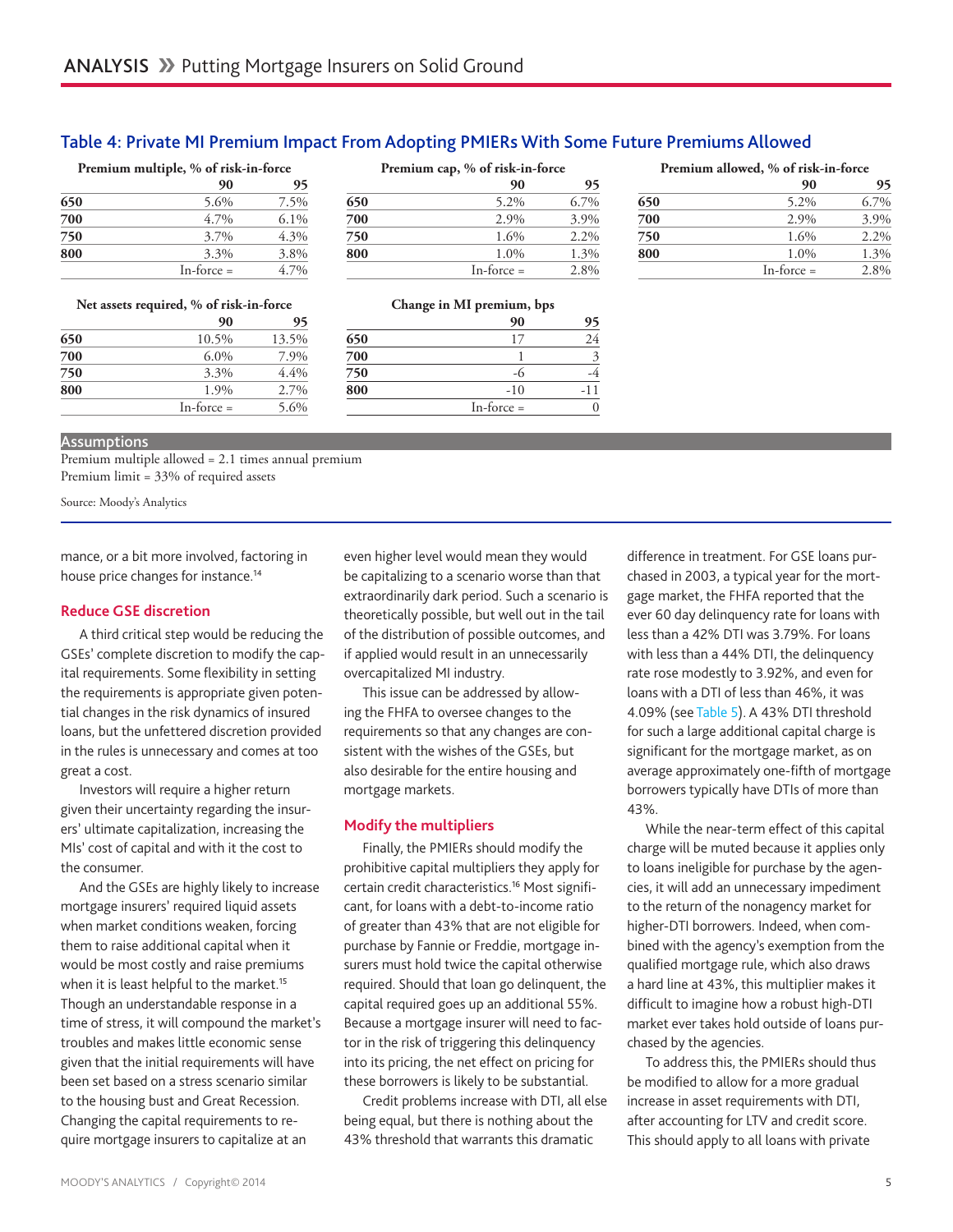## Table 4: Private MI Premium Impact From Adopting PMIERs With Some Future Premiums Allowed

**Premium multiple, % of risk-in-force**

| | 90 | 95 |
|---|---|---|
| **650** | 5.6% | 7.5% |
| **700** | 4.7% | 6.1% |
| **750** | 3.7% | 4.3% |
| **800** | 3.3% | 3.8% |
| | In-force = | 4.7% |

**Premium cap, % of risk-in-force**

| | 90 | 95 |
|---|---|---|
| **650** | 5.2% | 6.7% |
| **700** | 2.9% | 3.9% |
| **750** | 1.6% | 2.2% |
| **800** | 1.0% | 1.3% |
| | In-force = | 2.8% |

**Premium allowed, % of risk-in-force**

| | 90 | 95 |
|---|---|---|
| **650** | 5.2% | 6.7% |
| **700** | 2.9% | 3.9% |
| **750** | 1.6% | 2.2% |
| **800** | 1.0% | 1.3% |
| | In-force = | 2.8% |

**Net assets required, % of risk-in-force**

| | 90 | 95 |
|---|---|---|
| **650** | 10.5% | 13.5% |
| **700** | 6.0% | 7.9% |
| **750** | 3.3% | 4.4% |
| **800** | 1.9% | 2.7% |
| | In-force = | 5.6% |

**Change in MI premium, bps**

| | 90 | 95 |
|---|---|---|
| **650** | 17 | 24 |
| **700** | 1 | 3 |
| **750** | -6 | -4 |
| **800** | -10 | -11 |
| | In-force = | 0 |

**Assumptions**

Premium multiple allowed = 2.1 times annual premium

Premium limit = 33% of required assets

Source: Moody's Analytics

mance, or a bit more involved, factoring in house price changes for instance.[14]

### Reduce GSE discretion

A third critical step would be reducing the GSEs' complete discretion to modify the capital requirements. Some flexibility in setting the requirements is appropriate given potential changes in the risk dynamics of insured loans, but the unfettered discretion provided in the rules is unnecessary and comes at too great a cost.

Investors will require a higher return given their uncertainty regarding the insurers' ultimate capitalization, increasing the MIs' cost of capital and with it the cost to the consumer.

And the GSEs are highly likely to increase mortgage insurers' required liquid assets when market conditions weaken, forcing them to raise additional capital when it would be most costly and raise premiums when it is least helpful to the market.[15] Though an understandable response in a time of stress, it will compound the market's troubles and makes little economic sense given that the initial requirements will have been set based on a stress scenario similar to the housing bust and Great Recession. Changing the capital requirements to require mortgage insurers to capitalize at an even higher level would mean they would be capitalizing to a scenario worse than that extraordinarily dark period. Such a scenario is theoretically possible, but well out in the tail of the distribution of possible outcomes, and if applied would result in an unnecessarily overcapitalized MI industry.

This issue can be addressed by allowing the FHFA to oversee changes to the requirements so that any changes are consistent with the wishes of the GSEs, but also desirable for the entire housing and mortgage markets.

### Modify the multipliers

Finally, the PMIERs should modify the prohibitive capital multipliers they apply for certain credit characteristics.[16] Most significant, for loans with a debt-to-income ratio of greater than 43% that are not eligible for purchase by Fannie or Freddie, mortgage insurers must hold twice the capital otherwise required. Should that loan go delinquent, the capital required goes up an additional 55%. Because a mortgage insurer will need to factor in the risk of triggering this delinquency into its pricing, the net effect on pricing for these borrowers is likely to be substantial.

Credit problems increase with DTI, all else being equal, but there is nothing about the 43% threshold that warrants this dramatic difference in treatment. For GSE loans purchased in 2003, a typical year for the mortgage market, the FHFA reported that the ever 60 day delinquency rate for loans with less than a 42% DTI was 3.79%. For loans with less than a 44% DTI, the delinquency rate rose modestly to 3.92%, and even for loans with a DTI of less than 46%, it was 4.09% (see Table 5). A 43% DTI threshold for such a large additional capital charge is significant for the mortgage market, as on average approximately one-fifth of mortgage borrowers typically have DTIs of more than 43%.

While the near-term effect of this capital charge will be muted because it applies only to loans ineligible for purchase by the agencies, it will add an unnecessary impediment to the return of the nonagency market for higher-DTI borrowers. Indeed, when combined with the agency's exemption from the qualified mortgage rule, which also draws a hard line at 43%, this multiplier makes it difficult to imagine how a robust high-DTI market ever takes hold outside of loans purchased by the agencies.

To address this, the PMIERs should thus be modified to allow for a more gradual increase in asset requirements with DTI, after accounting for LTV and credit score. This should apply to all loans with private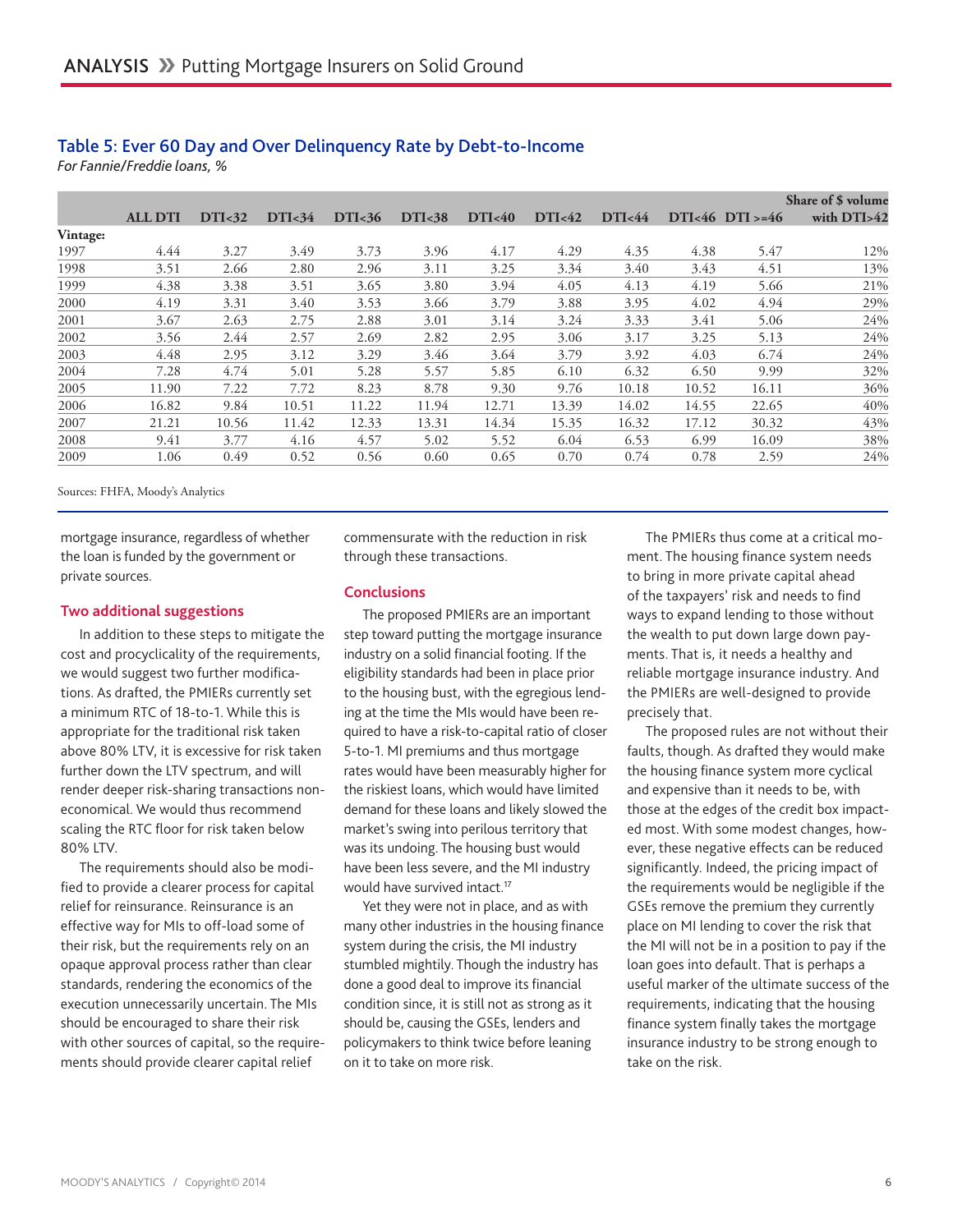## Table 5: Ever 60 Day and Over Delinquency Rate by Debt-to-Income

*For Fannie/Freddie loans, %*

| Vintage: | ALL DTI | DTI<32 | DTI<34 | DTI<36 | DTI<38 | DTI<40 | DTI<42 | DTI<44 | DTI<46 | DTI >=46 | Share of $ volume with DTI>42 |
|---|---|---|---|---|---|---|---|---|---|---|---|
| 1997 | 4.44 | 3.27 | 3.49 | 3.73 | 3.96 | 4.17 | 4.29 | 4.35 | 4.38 | 5.47 | 12% |
| 1998 | 3.51 | 2.66 | 2.80 | 2.96 | 3.11 | 3.25 | 3.34 | 3.40 | 3.43 | 4.51 | 13% |
| 1999 | 4.38 | 3.38 | 3.51 | 3.65 | 3.80 | 3.94 | 4.05 | 4.13 | 4.19 | 5.66 | 21% |
| 2000 | 4.19 | 3.31 | 3.40 | 3.53 | 3.66 | 3.79 | 3.88 | 3.95 | 4.02 | 4.94 | 29% |
| 2001 | 3.67 | 2.63 | 2.75 | 2.88 | 3.01 | 3.14 | 3.24 | 3.33 | 3.41 | 5.06 | 24% |
| 2002 | 3.56 | 2.44 | 2.57 | 2.69 | 2.82 | 2.95 | 3.06 | 3.17 | 3.25 | 5.13 | 24% |
| 2003 | 4.48 | 2.95 | 3.12 | 3.29 | 3.46 | 3.64 | 3.79 | 3.92 | 4.03 | 6.74 | 24% |
| 2004 | 7.28 | 4.74 | 5.01 | 5.28 | 5.57 | 5.85 | 6.10 | 6.32 | 6.50 | 9.99 | 32% |
| 2005 | 11.90 | 7.22 | 7.72 | 8.23 | 8.78 | 9.30 | 9.76 | 10.18 | 10.52 | 16.11 | 36% |
| 2006 | 16.82 | 9.84 | 10.51 | 11.22 | 11.94 | 12.71 | 13.39 | 14.02 | 14.55 | 22.65 | 40% |
| 2007 | 21.21 | 10.56 | 11.42 | 12.33 | 13.31 | 14.34 | 15.35 | 16.32 | 17.12 | 30.32 | 43% |
| 2008 | 9.41 | 3.77 | 4.16 | 4.57 | 5.02 | 5.52 | 6.04 | 6.53 | 6.99 | 16.09 | 38% |
| 2009 | 1.06 | 0.49 | 0.52 | 0.56 | 0.60 | 0.65 | 0.70 | 0.74 | 0.78 | 2.59 | 24% |

Sources: FHFA, Moody's Analytics

mortgage insurance, regardless of whether the loan is funded by the government or private sources.

### Two additional suggestions

In addition to these steps to mitigate the cost and procyclicality of the requirements, we would suggest two further modifications. As drafted, the PMIERs currently set a minimum RTC of 18-to-1. While this is appropriate for the traditional risk taken above 80% LTV, it is excessive for risk taken further down the LTV spectrum, and will render deeper risk-sharing transactions noneconomical. We would thus recommend scaling the RTC floor for risk taken below 80% LTV.

The requirements should also be modified to provide a clearer process for capital relief for reinsurance. Reinsurance is an effective way for MIs to off-load some of their risk, but the requirements rely on an opaque approval process rather than clear standards, rendering the economics of the execution unnecessarily uncertain. The MIs should be encouraged to share their risk with other sources of capital, so the requirements should provide clearer capital relief commensurate with the reduction in risk through these transactions.

### Conclusions

The proposed PMIERs are an important step toward putting the mortgage insurance industry on a solid financial footing. If the eligibility standards had been in place prior to the housing bust, with the egregious lending at the time the MIs would have been required to have a risk-to-capital ratio of closer 5-to-1. MI premiums and thus mortgage rates would have been measurably higher for the riskiest loans, which would have limited demand for these loans and likely slowed the market's swing into perilous territory that was its undoing. The housing bust would have been less severe, and the MI industry would have survived intact.[17]

Yet they were not in place, and as with many other industries in the housing finance system during the crisis, the MI industry stumbled mightily. Though the industry has done a good deal to improve its financial condition since, it is still not as strong as it should be, causing the GSEs, lenders and policymakers to think twice before leaning on it to take on more risk.

The PMIERs thus come at a critical moment. The housing finance system needs to bring in more private capital ahead of the taxpayers' risk and needs to find ways to expand lending to those without the wealth to put down large down payments. That is, it needs a healthy and reliable mortgage insurance industry. And the PMIERs are well-designed to provide precisely that.

The proposed rules are not without their faults, though. As drafted they would make the housing finance system more cyclical and expensive than it needs to be, with those at the edges of the credit box impacted most. With some modest changes, however, these negative effects can be reduced significantly. Indeed, the pricing impact of the requirements would be negligible if the GSEs remove the premium they currently place on MI lending to cover the risk that the MI will not be in a position to pay if the loan goes into default. That is perhaps a useful marker of the ultimate success of the requirements, indicating that the housing finance system finally takes the mortgage insurance industry to be strong enough to take on the risk.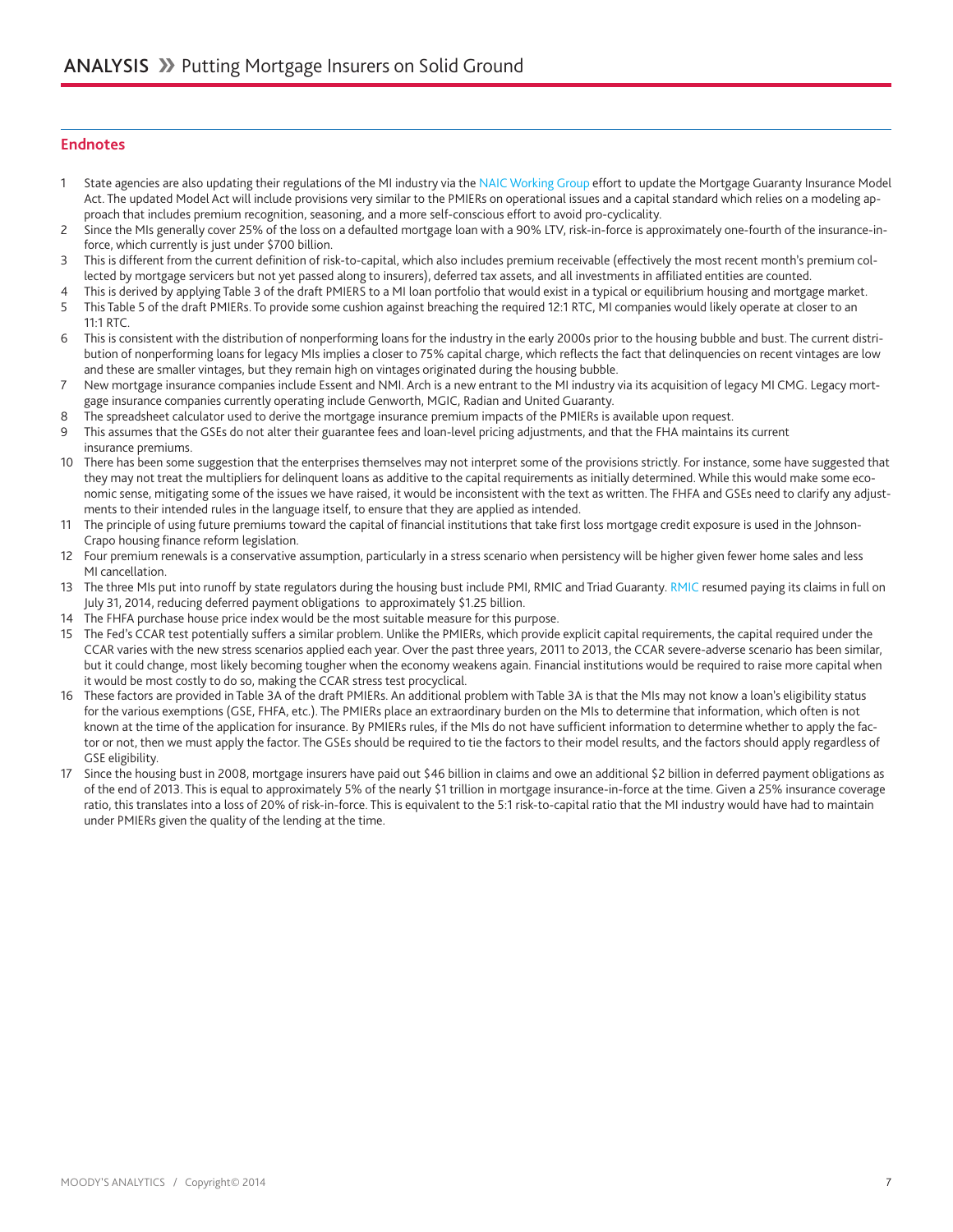## Endnotes

1. State agencies are also updating their regulations of the MI industry via the NAIC Working Group effort to update the Mortgage Guaranty Insurance Model Act. The updated Model Act will include provisions very similar to the PMIERs on operational issues and a capital standard which relies on a modeling approach that includes premium recognition, seasoning, and a more self-conscious effort to avoid pro-cyclicality.
2. Since the MIs generally cover 25% of the loss on a defaulted mortgage loan with a 90% LTV, risk-in-force is approximately one-fourth of the insurance-in-force, which currently is just under $700 billion.
3. This is different from the current definition of risk-to-capital, which also includes premium receivable (effectively the most recent month's premium collected by mortgage servicers but not yet passed along to insurers), deferred tax assets, and all investments in affiliated entities are counted.
4. This is derived by applying Table 3 of the draft PMIERS to a MI loan portfolio that would exist in a typical or equilibrium housing and mortgage market.
5. This Table 5 of the draft PMIERs. To provide some cushion against breaching the required 12:1 RTC, MI companies would likely operate at closer to an 11:1 RTC.
6. This is consistent with the distribution of nonperforming loans for the industry in the early 2000s prior to the housing bubble and bust. The current distribution of nonperforming loans for legacy MIs implies a closer to 75% capital charge, which reflects the fact that delinquencies on recent vintages are low and these are smaller vintages, but they remain high on vintages originated during the housing bubble.
7. New mortgage insurance companies include Essent and NMI. Arch is a new entrant to the MI industry via its acquisition of legacy MI CMG. Legacy mortgage insurance companies currently operating include Genworth, MGIC, Radian and United Guaranty.
8. The spreadsheet calculator used to derive the mortgage insurance premium impacts of the PMIERs is available upon request.
9. This assumes that the GSEs do not alter their guarantee fees and loan-level pricing adjustments, and that the FHA maintains its current insurance premiums.
10. There has been some suggestion that the enterprises themselves may not interpret some of the provisions strictly. For instance, some have suggested that they may not treat the multipliers for delinquent loans as additive to the capital requirements as initially determined. While this would make some economic sense, mitigating some of the issues we have raised, it would be inconsistent with the text as written. The FHFA and GSEs need to clarify any adjustments to their intended rules in the language itself, to ensure that they are applied as intended.
11. The principle of using future premiums toward the capital of financial institutions that take first loss mortgage credit exposure is used in the Johnson-Crapo housing finance reform legislation.
12. Four premium renewals is a conservative assumption, particularly in a stress scenario when persistency will be higher given fewer home sales and less MI cancellation.
13. The three MIs put into runoff by state regulators during the housing bust include PMI, RMIC and Triad Guaranty. RMIC resumed paying its claims in full on July 31, 2014, reducing deferred payment obligations to approximately $1.25 billion.
14. The FHFA purchase house price index would be the most suitable measure for this purpose.
15. The Fed's CCAR test potentially suffers a similar problem. Unlike the PMIERs, which provide explicit capital requirements, the capital required under the CCAR varies with the new stress scenarios applied each year. Over the past three years, 2011 to 2013, the CCAR severe-adverse scenario has been similar, but it could change, most likely becoming tougher when the economy weakens again. Financial institutions would be required to raise more capital when it would be most costly to do so, making the CCAR stress test procyclical.
16. These factors are provided in Table 3A of the draft PMIERs. An additional problem with Table 3A is that the MIs may not know a loan's eligibility status for the various exemptions (GSE, FHFA, etc.). The PMIERs place an extraordinary burden on the MIs to determine that information, which often is not known at the time of the application for insurance. By PMIERs rules, if the MIs do not have sufficient information to determine whether to apply the factor or not, then we must apply the factor. The GSEs should be required to tie the factors to their model results, and the factors should apply regardless of GSE eligibility.
17. Since the housing bust in 2008, mortgage insurers have paid out $46 billion in claims and owe an additional $2 billion in deferred payment obligations as of the end of 2013. This is equal to approximately 5% of the nearly $1 trillion in mortgage insurance-in-force at the time. Given a 25% insurance coverage ratio, this translates into a loss of 20% of risk-in-force. This is equivalent to the 5:1 risk-to-capital ratio that the MI industry would have had to maintain under PMIERs given the quality of the lending at the time.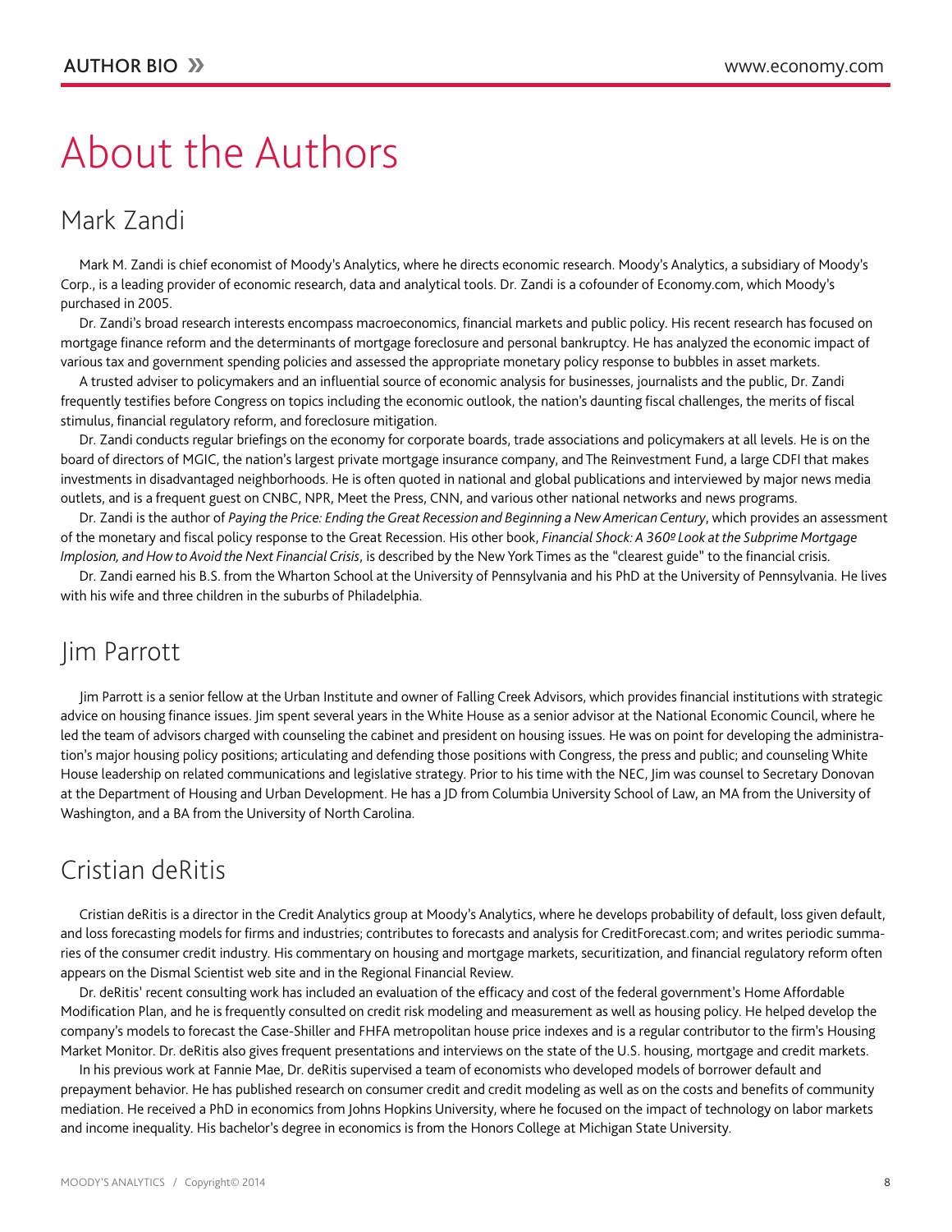# About the Authors

## Mark Zandi

Mark M. Zandi is chief economist of Moody's Analytics, where he directs economic research. Moody's Analytics, a subsidiary of Moody's Corp., is a leading provider of economic research, data and analytical tools. Dr. Zandi is a cofounder of Economy.com, which Moody's purchased in 2005.

Dr. Zandi's broad research interests encompass macroeconomics, financial markets and public policy. His recent research has focused on mortgage finance reform and the determinants of mortgage foreclosure and personal bankruptcy. He has analyzed the economic impact of various tax and government spending policies and assessed the appropriate monetary policy response to bubbles in asset markets.

A trusted adviser to policymakers and an influential source of economic analysis for businesses, journalists and the public, Dr. Zandi frequently testifies before Congress on topics including the economic outlook, the nation's daunting fiscal challenges, the merits of fiscal stimulus, financial regulatory reform, and foreclosure mitigation.

Dr. Zandi conducts regular briefings on the economy for corporate boards, trade associations and policymakers at all levels. He is on the board of directors of MGIC, the nation's largest private mortgage insurance company, and The Reinvestment Fund, a large CDFI that makes investments in disadvantaged neighborhoods. He is often quoted in national and global publications and interviewed by major news media outlets, and is a frequent guest on CNBC, NPR, Meet the Press, CNN, and various other national networks and news programs.

Dr. Zandi is the author of *Paying the Price: Ending the Great Recession and Beginning a New American Century*, which provides an assessment of the monetary and fiscal policy response to the Great Recession. His other book, *Financial Shock: A 360º Look at the Subprime Mortgage Implosion, and How to Avoid the Next Financial Crisis*, is described by the New York Times as the "clearest guide" to the financial crisis.

Dr. Zandi earned his B.S. from the Wharton School at the University of Pennsylvania and his PhD at the University of Pennsylvania. He lives with his wife and three children in the suburbs of Philadelphia.

## Jim Parrott

Jim Parrott is a senior fellow at the Urban Institute and owner of Falling Creek Advisors, which provides financial institutions with strategic advice on housing finance issues. Jim spent several years in the White House as a senior advisor at the National Economic Council, where he led the team of advisors charged with counseling the cabinet and president on housing issues. He was on point for developing the administration's major housing policy positions; articulating and defending those positions with Congress, the press and public; and counseling White House leadership on related communications and legislative strategy. Prior to his time with the NEC, Jim was counsel to Secretary Donovan at the Department of Housing and Urban Development. He has a JD from Columbia University School of Law, an MA from the University of Washington, and a BA from the University of North Carolina.

## Cristian deRitis

Cristian deRitis is a director in the Credit Analytics group at Moody's Analytics, where he develops probability of default, loss given default, and loss forecasting models for firms and industries; contributes to forecasts and analysis for CreditForecast.com; and writes periodic summaries of the consumer credit industry. His commentary on housing and mortgage markets, securitization, and financial regulatory reform often appears on the Dismal Scientist web site and in the Regional Financial Review.

Dr. deRitis' recent consulting work has included an evaluation of the efficacy and cost of the federal government's Home Affordable Modification Plan, and he is frequently consulted on credit risk modeling and measurement as well as housing policy. He helped develop the company's models to forecast the Case-Shiller and FHFA metropolitan house price indexes and is a regular contributor to the firm's Housing Market Monitor. Dr. deRitis also gives frequent presentations and interviews on the state of the U.S. housing, mortgage and credit markets.

In his previous work at Fannie Mae, Dr. deRitis supervised a team of economists who developed models of borrower default and prepayment behavior. He has published research on consumer credit and credit modeling as well as on the costs and benefits of community mediation. He received a PhD in economics from Johns Hopkins University, where he focused on the impact of technology on labor markets and income inequality. His bachelor's degree in economics is from the Honors College at Michigan State University.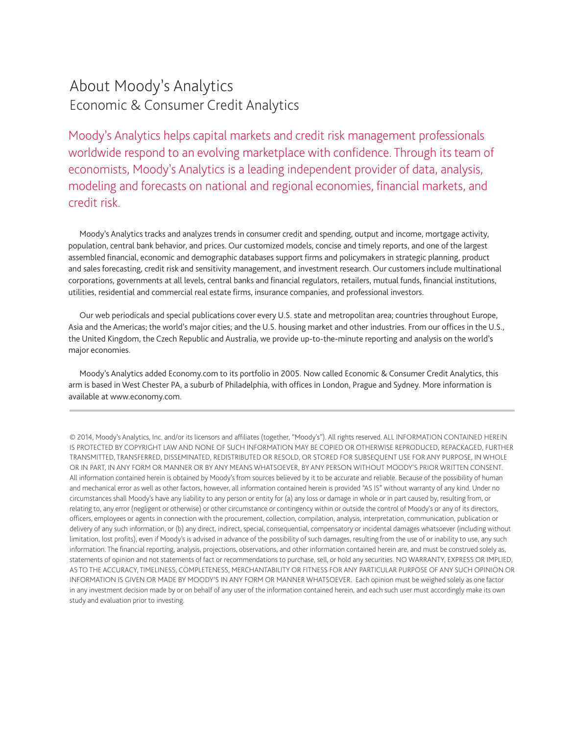# About Moody's Analytics

## Economic & Consumer Credit Analytics

Moody's Analytics helps capital markets and credit risk management professionals worldwide respond to an evolving marketplace with confidence. Through its team of economists, Moody's Analytics is a leading independent provider of data, analysis, modeling and forecasts on national and regional economies, financial markets, and credit risk.

Moody's Analytics tracks and analyzes trends in consumer credit and spending, output and income, mortgage activity, population, central bank behavior, and prices. Our customized models, concise and timely reports, and one of the largest assembled financial, economic and demographic databases support firms and policymakers in strategic planning, product and sales forecasting, credit risk and sensitivity management, and investment research. Our customers include multinational corporations, governments at all levels, central banks and financial regulators, retailers, mutual funds, financial institutions, utilities, residential and commercial real estate firms, insurance companies, and professional investors.

Our web periodicals and special publications cover every U.S. state and metropolitan area; countries throughout Europe, Asia and the Americas; the world's major cities; and the U.S. housing market and other industries. From our offices in the U.S., the United Kingdom, the Czech Republic and Australia, we provide up-to-the-minute reporting and analysis on the world's major economies.

Moody's Analytics added Economy.com to its portfolio in 2005. Now called Economic & Consumer Credit Analytics, this arm is based in West Chester PA, a suburb of Philadelphia, with offices in London, Prague and Sydney. More information is available at www.economy.com.

---

© 2014, Moody's Analytics, Inc. and/or its licensors and affiliates (together, "Moody's"). All rights reserved. ALL INFORMATION CONTAINED HEREIN IS PROTECTED BY COPYRIGHT LAW AND NONE OF SUCH INFORMATION MAY BE COPIED OR OTHERWISE REPRODUCED, REPACKAGED, FURTHER TRANSMITTED, TRANSFERRED, DISSEMINATED, REDISTRIBUTED OR RESOLD, OR STORED FOR SUBSEQUENT USE FOR ANY PURPOSE, IN WHOLE OR IN PART, IN ANY FORM OR MANNER OR BY ANY MEANS WHATSOEVER, BY ANY PERSON WITHOUT MOODY'S PRIOR WRITTEN CONSENT. All information contained herein is obtained by Moody's from sources believed by it to be accurate and reliable. Because of the possibility of human and mechanical error as well as other factors, however, all information contained herein is provided "AS IS" without warranty of any kind. Under no circumstances shall Moody's have any liability to any person or entity for (a) any loss or damage in whole or in part caused by, resulting from, or relating to, any error (negligent or otherwise) or other circumstance or contingency within or outside the control of Moody's or any of its directors, officers, employees or agents in connection with the procurement, collection, compilation, analysis, interpretation, communication, publication or delivery of any such information, or (b) any direct, indirect, special, consequential, compensatory or incidental damages whatsoever (including without limitation, lost profits), even if Moody's is advised in advance of the possibility of such damages, resulting from the use of or inability to use, any such information. The financial reporting, analysis, projections, observations, and other information contained herein are, and must be construed solely as, statements of opinion and not statements of fact or recommendations to purchase, sell, or hold any securities. NO WARRANTY, EXPRESS OR IMPLIED, AS TO THE ACCURACY, TIMELINESS, COMPLETENESS, MERCHANTABILITY OR FITNESS FOR ANY PARTICULAR PURPOSE OF ANY SUCH OPINION OR INFORMATION IS GIVEN OR MADE BY MOODY'S IN ANY FORM OR MANNER WHATSOEVER. Each opinion must be weighed solely as one factor in any investment decision made by or on behalf of any user of the information contained herein, and each such user must accordingly make its own study and evaluation prior to investing.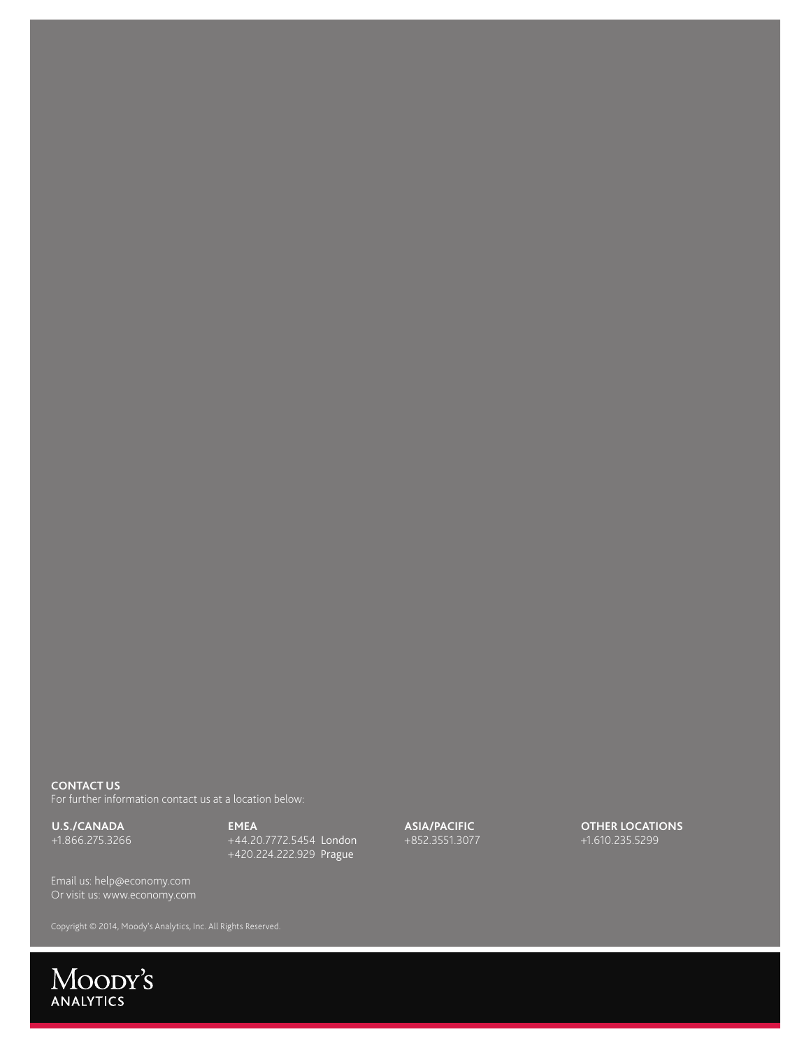**CONTACT US**

For further information contact us at a location below:

**U.S./CANADA**
+1.866.275.3266

**EMEA**
+44.20.7772.5454 London
+420.224.222.929 Prague

**ASIA/PACIFIC**
+852.3551.3077

**OTHER LOCATIONS**
+1.610.235.5299

Email us: help@economy.com
Or visit us: www.economy.com

Copyright © 2014, Moody's Analytics, Inc. All Rights Reserved.

MOODY'S ANALYTICS